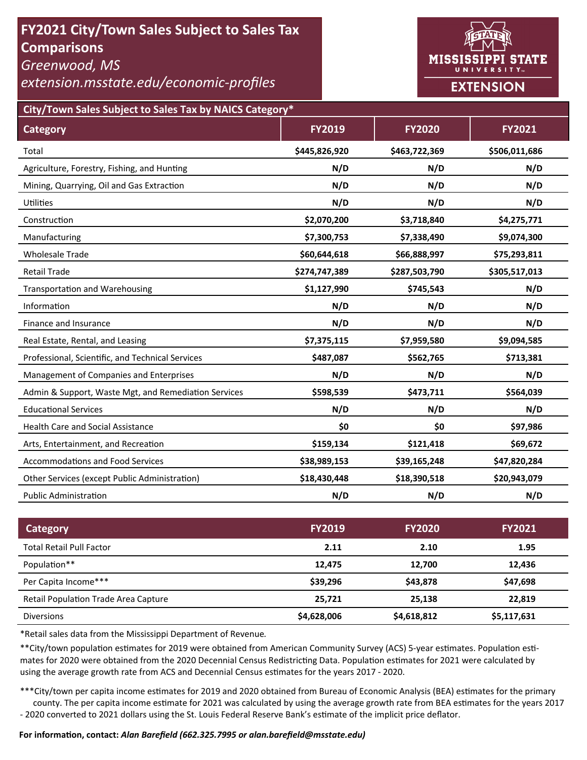# FY2021 City/Town Sales Subject to Sales Tax Comparisons

*Greenwood, MS*

*extension.msstate.edu/economic-profiles*

MISSISSIPPI STATE UNIVERSITY EXTENSION

## City/Town Sales Subject to Sales Tax by NAICS Category*

| Category | FY2019 | FY2020 | FY2021 |
|---|---|---|---|
| Total | **$445,826,920** | **$463,722,369** | **$506,011,686** |
| Agriculture, Forestry, Fishing, and Hunting | **N/D** | **N/D** | **N/D** |
| Mining, Quarrying, Oil and Gas Extraction | **N/D** | **N/D** | **N/D** |
| Utilities | **N/D** | **N/D** | **N/D** |
| Construction | **$2,070,200** | **$3,718,840** | **$4,275,771** |
| Manufacturing | **$7,300,753** | **$7,338,490** | **$9,074,300** |
| Wholesale Trade | **$60,644,618** | **$66,888,997** | **$75,293,811** |
| Retail Trade | **$274,747,389** | **$287,503,790** | **$305,517,013** |
| Transportation and Warehousing | **$1,127,990** | **$745,543** | **N/D** |
| Information | **N/D** | **N/D** | **N/D** |
| Finance and Insurance | **N/D** | **N/D** | **N/D** |
| Real Estate, Rental, and Leasing | **$7,375,115** | **$7,959,580** | **$9,094,585** |
| Professional, Scientific, and Technical Services | **$487,087** | **$562,765** | **$713,381** |
| Management of Companies and Enterprises | **N/D** | **N/D** | **N/D** |
| Admin & Support, Waste Mgt, and Remediation Services | **$598,539** | **$473,711** | **$564,039** |
| Educational Services | **N/D** | **N/D** | **N/D** |
| Health Care and Social Assistance | **$0** | **$0** | **$97,986** |
| Arts, Entertainment, and Recreation | **$159,134** | **$121,418** | **$69,672** |
| Accommodations and Food Services | **$38,989,153** | **$39,165,248** | **$47,820,284** |
| Other Services (except Public Administration) | **$18,430,448** | **$18,390,518** | **$20,943,079** |
| Public Administration | **N/D** | **N/D** | **N/D** |

| Category | FY2019 | FY2020 | FY2021 |
|---|---|---|---|
| Total Retail Pull Factor | **2.11** | **2.10** | **1.95** |
| Population** | **12,475** | **12,700** | **12,436** |
| Per Capita Income*** | **$39,296** | **$43,878** | **$47,698** |
| Retail Population Trade Area Capture | **25,721** | **25,138** | **22,819** |
| Diversions | **$4,628,006** | **$4,618,812** | **$5,117,631** |

*Retail sales data from the Mississippi Department of Revenue.

**City/town population estimates for 2019 were obtained from American Community Survey (ACS) 5-year estimates. Population estimates for 2020 were obtained from the 2020 Decennial Census Redistricting Data. Population estimates for 2021 were calculated by using the average growth rate from ACS and Decennial Census estimates for the years 2017 - 2020.

***City/town per capita income estimates for 2019 and 2020 obtained from Bureau of Economic Analysis (BEA) estimates for the primary county. The per capita income estimate for 2021 was calculated by using the average growth rate from BEA estimates for the years 2017 - 2020 converted to 2021 dollars using the St. Louis Federal Reserve Bank's estimate of the implicit price deflator.

**For information, contact:** ***Alan Barefield (662.325.7995 or alan.barefield@msstate.edu)***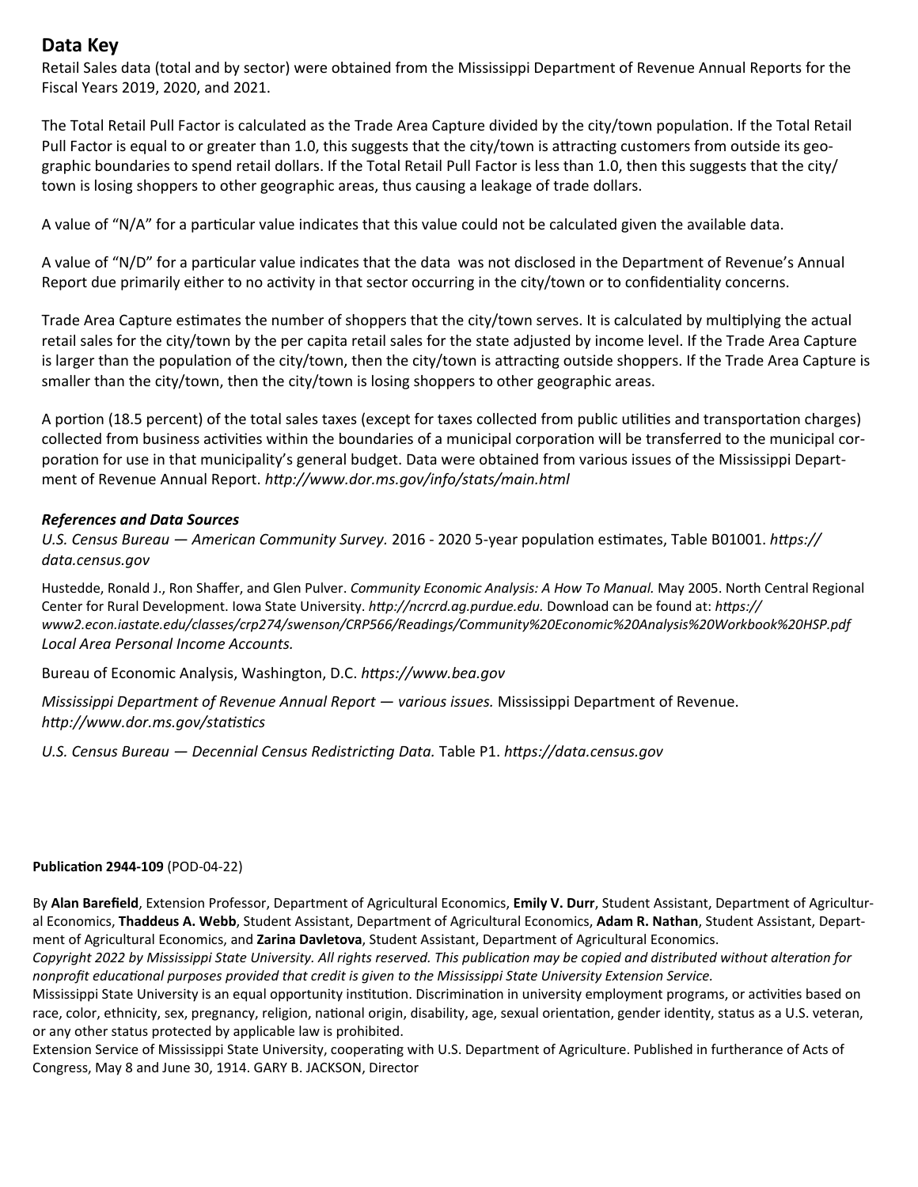## Data Key

Retail Sales data (total and by sector) were obtained from the Mississippi Department of Revenue Annual Reports for the Fiscal Years 2019, 2020, and 2021.

The Total Retail Pull Factor is calculated as the Trade Area Capture divided by the city/town population. If the Total Retail Pull Factor is equal to or greater than 1.0, this suggests that the city/town is attracting customers from outside its geographic boundaries to spend retail dollars. If the Total Retail Pull Factor is less than 1.0, then this suggests that the city/town is losing shoppers to other geographic areas, thus causing a leakage of trade dollars.

A value of "N/A" for a particular value indicates that this value could not be calculated given the available data.

A value of "N/D" for a particular value indicates that the data was not disclosed in the Department of Revenue's Annual Report due primarily either to no activity in that sector occurring in the city/town or to confidentiality concerns.

Trade Area Capture estimates the number of shoppers that the city/town serves. It is calculated by multiplying the actual retail sales for the city/town by the per capita retail sales for the state adjusted by income level. If the Trade Area Capture is larger than the population of the city/town, then the city/town is attracting outside shoppers. If the Trade Area Capture is smaller than the city/town, then the city/town is losing shoppers to other geographic areas.

A portion (18.5 percent) of the total sales taxes (except for taxes collected from public utilities and transportation charges) collected from business activities within the boundaries of a municipal corporation will be transferred to the municipal corporation for use in that municipality's general budget. Data were obtained from various issues of the Mississippi Department of Revenue Annual Report. *http://www.dor.ms.gov/info/stats/main.html*

### *References and Data Sources*

*U.S. Census Bureau — American Community Survey.* 2016 - 2020 5-year population estimates, Table B01001. *https://data.census.gov*

Hustedde, Ronald J., Ron Shaffer, and Glen Pulver. *Community Economic Analysis: A How To Manual.* May 2005. North Central Regional Center for Rural Development. Iowa State University. *http://ncrcrd.ag.purdue.edu.* Download can be found at: *https://www2.econ.iastate.edu/classes/crp274/swenson/CRP566/Readings/Community%20Economic%20Analysis%20Workbook%20HSP.pdf* *Local Area Personal Income Accounts.*

Bureau of Economic Analysis, Washington, D.C. *https://www.bea.gov*

*Mississippi Department of Revenue Annual Report — various issues.* Mississippi Department of Revenue. *http://www.dor.ms.gov/statistics*

*U.S. Census Bureau — Decennial Census Redistricting Data.* Table P1. *https://data.census.gov*

**Publication 2944-109** (POD-04-22)

By **Alan Barefield**, Extension Professor, Department of Agricultural Economics, **Emily V. Durr**, Student Assistant, Department of Agricultural Economics, **Thaddeus A. Webb**, Student Assistant, Department of Agricultural Economics, **Adam R. Nathan**, Student Assistant, Department of Agricultural Economics, and **Zarina Davletova**, Student Assistant, Department of Agricultural Economics.

*Copyright 2022 by Mississippi State University. All rights reserved. This publication may be copied and distributed without alteration for nonprofit educational purposes provided that credit is given to the Mississippi State University Extension Service.*

Mississippi State University is an equal opportunity institution. Discrimination in university employment programs, or activities based on race, color, ethnicity, sex, pregnancy, religion, national origin, disability, age, sexual orientation, gender identity, status as a U.S. veteran, or any other status protected by applicable law is prohibited.

Extension Service of Mississippi State University, cooperating with U.S. Department of Agriculture. Published in furtherance of Acts of Congress, May 8 and June 30, 1914. GARY B. JACKSON, Director